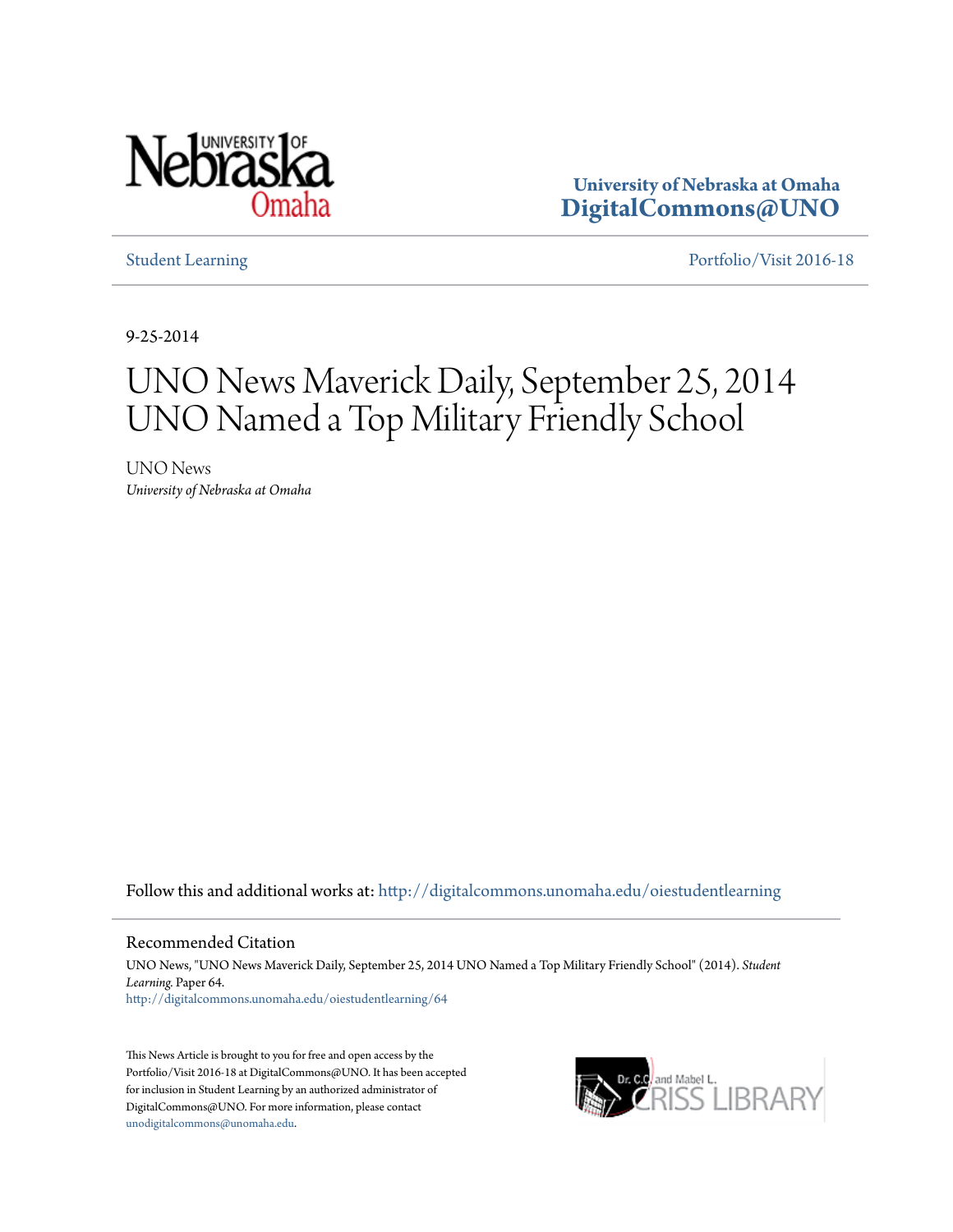University of Nebraska at Omaha
**DigitalCommons@UNO**

Student Learning

Portfolio/Visit 2016-18

9-25-2014

# UNO News Maverick Daily, September 25, 2014 UNO Named a Top Military Friendly School

UNO News
*University of Nebraska at Omaha*

Follow this and additional works at: http://digitalcommons.unomaha.edu/oiestudentlearning

## Recommended Citation

UNO News, "UNO News Maverick Daily, September 25, 2014 UNO Named a Top Military Friendly School" (2014). *Student Learning.* Paper 64.
http://digitalcommons.unomaha.edu/oiestudentlearning/64

This News Article is brought to you for free and open access by the Portfolio/Visit 2016-18 at DigitalCommons@UNO. It has been accepted for inclusion in Student Learning by an authorized administrator of DigitalCommons@UNO. For more information, please contact unodigitalcommons@unomaha.edu.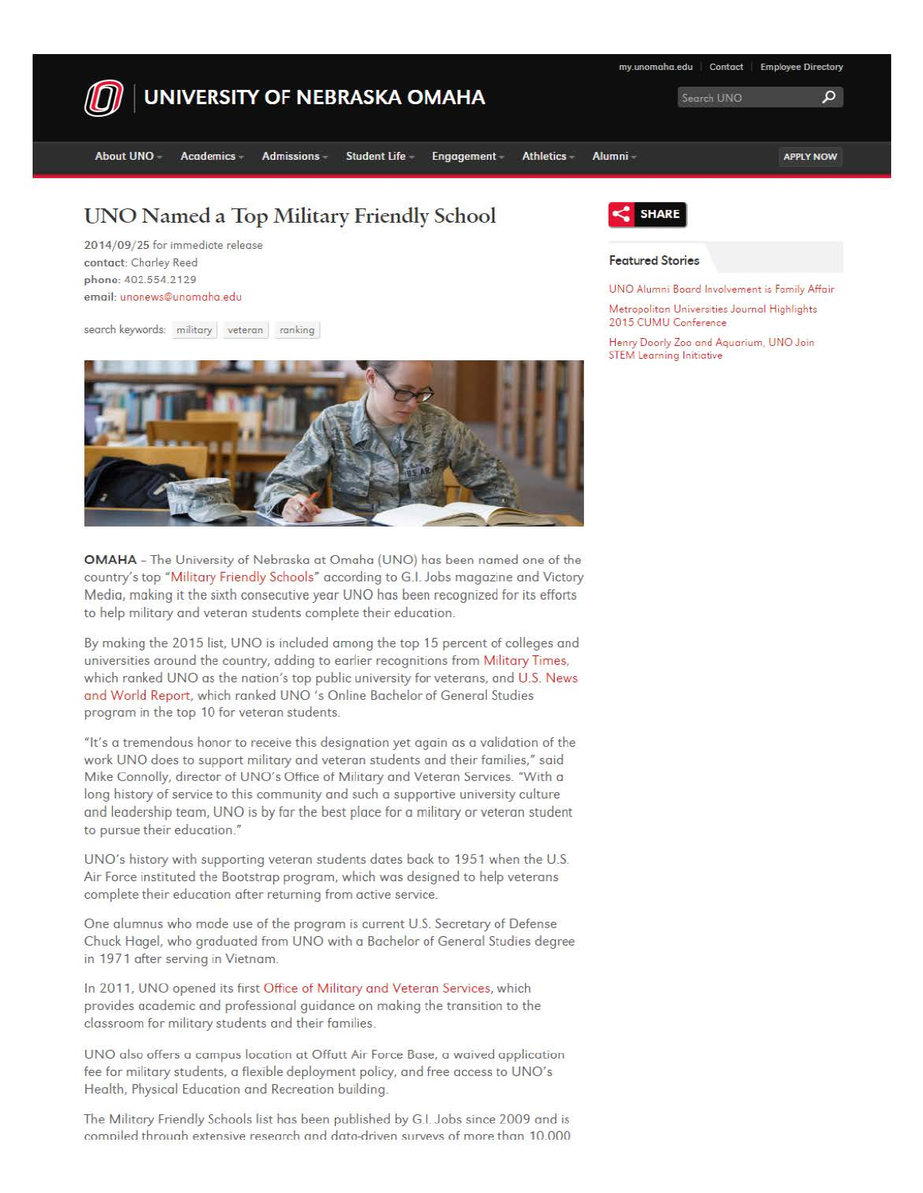# UNO Named a Top Military Friendly School

**2014/09/25** for immediate release
**contact**: Charley Reed
**phone**: 402.554.2129
**email**: unonews@unomaha.edu

search keywords: military veteran ranking

**OMAHA** – The University of Nebraska at Omaha (UNO) has been named one of the country's top "Military Friendly Schools" according to G.I. Jobs magazine and Victory Media, making it the sixth consecutive year UNO has been recognized for its efforts to help military and veteran students complete their education.

By making the 2015 list, UNO is included among the top 15 percent of colleges and universities around the country, adding to earlier recognitions from Military Times, which ranked UNO as the nation's top public university for veterans, and U.S. News and World Report, which ranked UNO 's Online Bachelor of General Studies program in the top 10 for veteran students.

"It's a tremendous honor to receive this designation yet again as a validation of the work UNO does to support military and veteran students and their families," said Mike Connolly, director of UNO's Office of Military and Veteran Services. "With a long history of service to this community and such a supportive university culture and leadership team, UNO is by far the best place for a military or veteran student to pursue their education."

UNO's history with supporting veteran students dates back to 1951 when the U.S. Air Force instituted the Bootstrap program, which was designed to help veterans complete their education after returning from active service.

One alumnus who made use of the program is current U.S. Secretary of Defense Chuck Hagel, who graduated from UNO with a Bachelor of General Studies degree in 1971 after serving in Vietnam.

In 2011, UNO opened its first Office of Military and Veteran Services, which provides academic and professional guidance on making the transition to the classroom for military students and their families.

UNO also offers a campus location at Offutt Air Force Base, a waived application fee for military students, a flexible deployment policy, and free access to UNO's Health, Physical Education and Recreation building.

The Military Friendly Schools list has been published by G.I. Jobs since 2009 and is compiled through extensive research and data-driven surveys of more than 10,000

**Featured Stories**

- UNO Alumni Board Involvement is Family Affair
- Metropolitan Universities Journal Highlights 2015 CUMU Conference
- Henry Doorly Zoo and Aquarium, UNO Join STEM Learning Initiative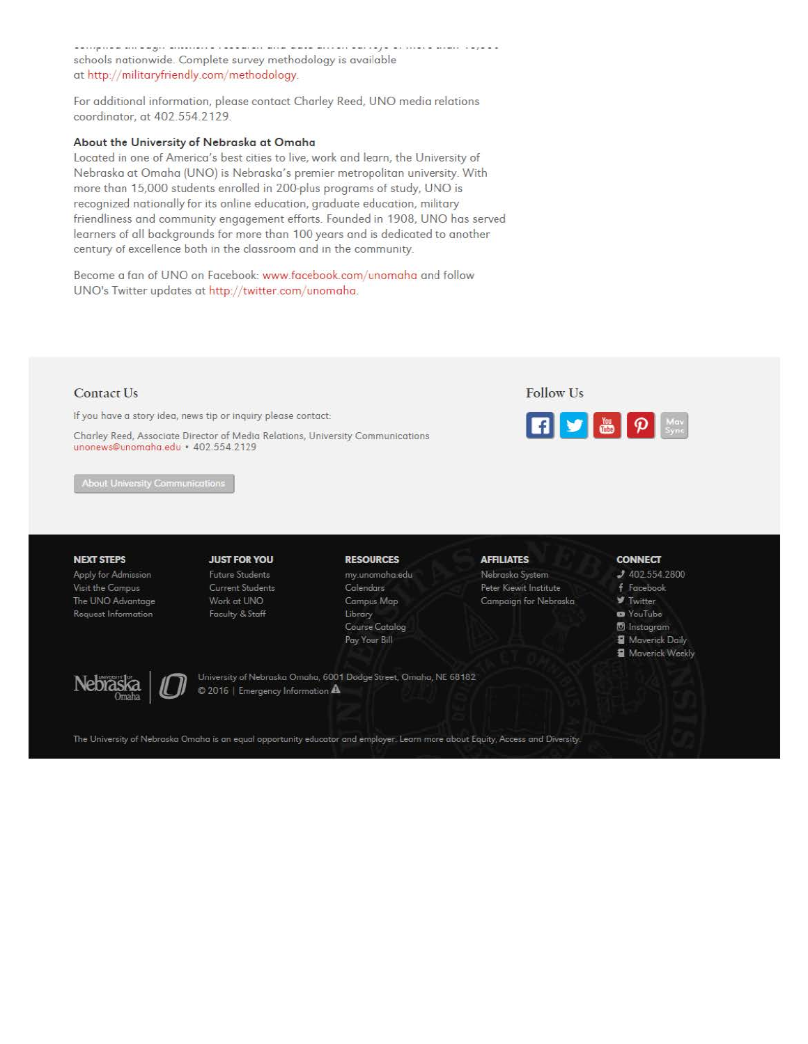compiled through extensive research and data-driven surveys of more than 10,000 schools nationwide. Complete survey methodology is available at http://militaryfriendly.com/methodology.

For additional information, please contact Charley Reed, UNO media relations coordinator, at 402.554.2129.

**About the University of Nebraska at Omaha**
Located in one of America's best cities to live, work and learn, the University of Nebraska at Omaha (UNO) is Nebraska's premier metropolitan university. With more than 15,000 students enrolled in 200-plus programs of study, UNO is recognized nationally for its online education, graduate education, military friendliness and community engagement efforts. Founded in 1908, UNO has served learners of all backgrounds for more than 100 years and is dedicated to another century of excellence both in the classroom and in the community.

Become a fan of UNO on Facebook: www.facebook.com/unomaha and follow UNO's Twitter updates at http://twitter.com/unomaha.

## Contact Us

If you have a story idea, news tip or inquiry please contact:

Charley Reed, Associate Director of Media Relations, University Communications
unonews@unomaha.edu • 402.554.2129

About University Communications

## Follow Us

**NEXT STEPS**
- Apply for Admission
- Visit the Campus
- The UNO Advantage
- Request Information

**JUST FOR YOU**
- Future Students
- Current Students
- Work at UNO
- Faculty & Staff

**RESOURCES**
- my.unomaha.edu
- Calendars
- Campus Map
- Library
- Course Catalog
- Pay Your Bill

**AFFILIATES**
- Nebraska System
- Peter Kiewit Institute
- Campaign for Nebraska

**CONNECT**
- 402.554.2800
- Facebook
- Twitter
- YouTube
- Instagram
- Maverick Daily
- Maverick Weekly

University of Nebraska Omaha, 6001 Dodge Street, Omaha, NE 68182
© 2016 | Emergency Information

The University of Nebraska Omaha is an equal opportunity educator and employer. Learn more about Equity, Access and Diversity.